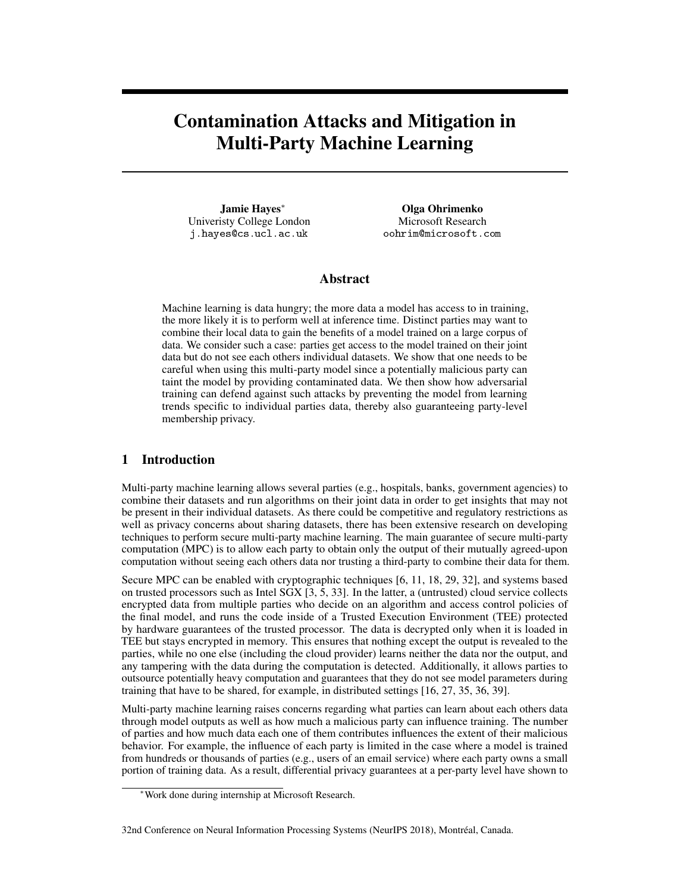# Contamination Attacks and Mitigation in Multi-Party Machine Learning

**Jamie Hayes**[*]
Univeristy College London
j.hayes@cs.ucl.ac.uk

**Olga Ohrimenko**
Microsoft Research
oohrim@microsoft.com

## Abstract

Machine learning is data hungry; the more data a model has access to in training, the more likely it is to perform well at inference time. Distinct parties may want to combine their local data to gain the benefits of a model trained on a large corpus of data. We consider such a case: parties get access to the model trained on their joint data but do not see each others individual datasets. We show that one needs to be careful when using this multi-party model since a potentially malicious party can taint the model by providing contaminated data. We then show how adversarial training can defend against such attacks by preventing the model from learning trends specific to individual parties data, thereby also guaranteeing party-level membership privacy.

## 1 Introduction

Multi-party machine learning allows several parties (e.g., hospitals, banks, government agencies) to combine their datasets and run algorithms on their joint data in order to get insights that may not be present in their individual datasets. As there could be competitive and regulatory restrictions as well as privacy concerns about sharing datasets, there has been extensive research on developing techniques to perform secure multi-party machine learning. The main guarantee of secure multi-party computation (MPC) is to allow each party to obtain only the output of their mutually agreed-upon computation without seeing each others data nor trusting a third-party to combine their data for them.

Secure MPC can be enabled with cryptographic techniques [6, 11, 18, 29, 32], and systems based on trusted processors such as Intel SGX [3, 5, 33]. In the latter, a (untrusted) cloud service collects encrypted data from multiple parties who decide on an algorithm and access control policies of the final model, and runs the code inside of a Trusted Execution Environment (TEE) protected by hardware guarantees of the trusted processor. The data is decrypted only when it is loaded in TEE but stays encrypted in memory. This ensures that nothing except the output is revealed to the parties, while no one else (including the cloud provider) learns neither the data nor the output, and any tampering with the data during the computation is detected. Additionally, it allows parties to outsource potentially heavy computation and guarantees that they do not see model parameters during training that have to be shared, for example, in distributed settings [16, 27, 35, 36, 39].

Multi-party machine learning raises concerns regarding what parties can learn about each others data through model outputs as well as how much a malicious party can influence training. The number of parties and how much data each one of them contributes influences the extent of their malicious behavior. For example, the influence of each party is limited in the case where a model is trained from hundreds or thousands of parties (e.g., users of an email service) where each party owns a small portion of training data. As a result, differential privacy guarantees at a per-party level have shown to

[*] Work done during internship at Microsoft Research.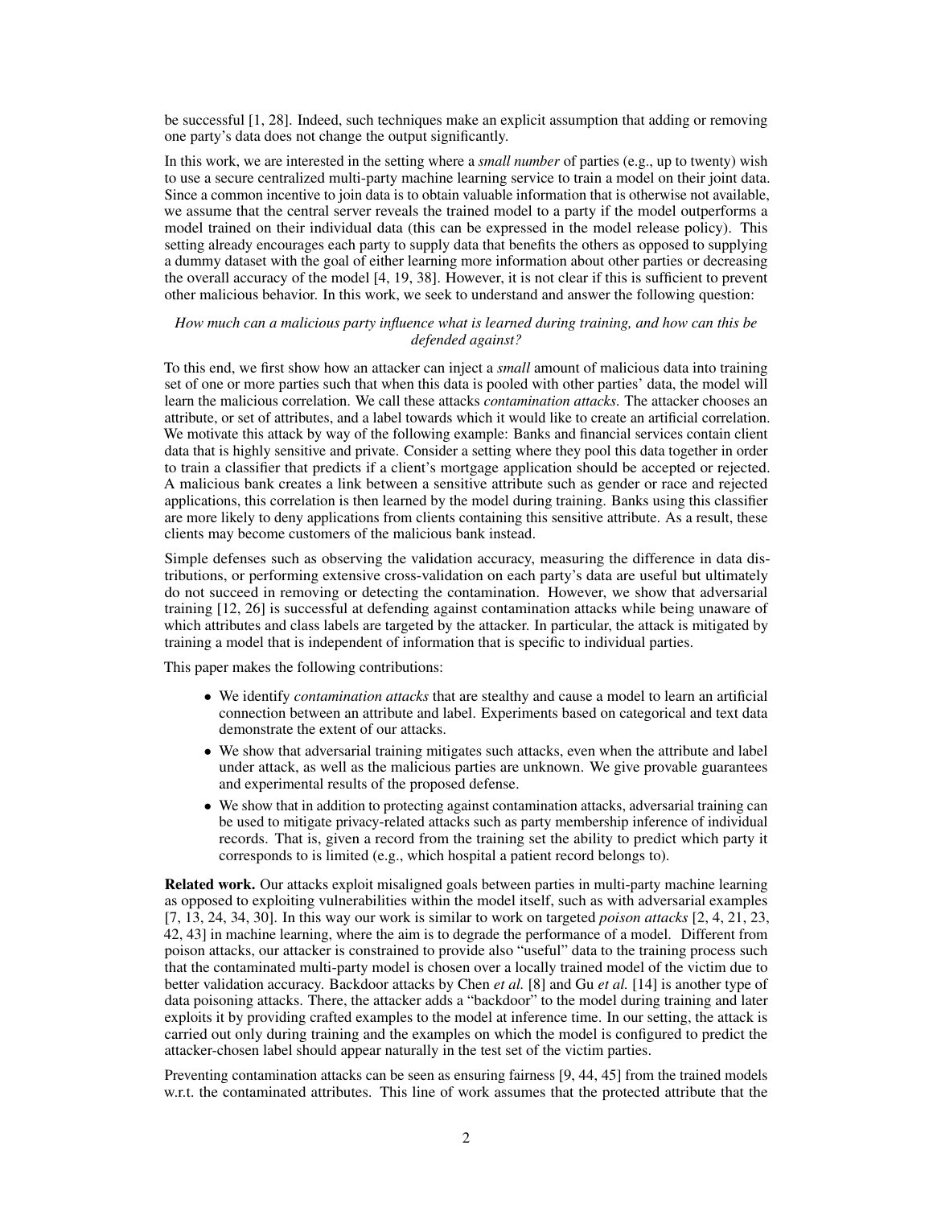be successful [1, 28]. Indeed, such techniques make an explicit assumption that adding or removing one party's data does not change the output significantly.

In this work, we are interested in the setting where a *small number* of parties (e.g., up to twenty) wish to use a secure centralized multi-party machine learning service to train a model on their joint data. Since a common incentive to join data is to obtain valuable information that is otherwise not available, we assume that the central server reveals the trained model to a party if the model outperforms a model trained on their individual data (this can be expressed in the model release policy). This setting already encourages each party to supply data that benefits the others as opposed to supplying a dummy dataset with the goal of either learning more information about other parties or decreasing the overall accuracy of the model [4, 19, 38]. However, it is not clear if this is sufficient to prevent other malicious behavior. In this work, we seek to understand and answer the following question:

*How much can a malicious party influence what is learned during training, and how can this be defended against?*

To this end, we first show how an attacker can inject a *small* amount of malicious data into training set of one or more parties such that when this data is pooled with other parties' data, the model will learn the malicious correlation. We call these attacks *contamination attacks*. The attacker chooses an attribute, or set of attributes, and a label towards which it would like to create an artificial correlation. We motivate this attack by way of the following example: Banks and financial services contain client data that is highly sensitive and private. Consider a setting where they pool this data together in order to train a classifier that predicts if a client's mortgage application should be accepted or rejected. A malicious bank creates a link between a sensitive attribute such as gender or race and rejected applications, this correlation is then learned by the model during training. Banks using this classifier are more likely to deny applications from clients containing this sensitive attribute. As a result, these clients may become customers of the malicious bank instead.

Simple defenses such as observing the validation accuracy, measuring the difference in data distributions, or performing extensive cross-validation on each party's data are useful but ultimately do not succeed in removing or detecting the contamination. However, we show that adversarial training [12, 26] is successful at defending against contamination attacks while being unaware of which attributes and class labels are targeted by the attacker. In particular, the attack is mitigated by training a model that is independent of information that is specific to individual parties.

This paper makes the following contributions:

- We identify *contamination attacks* that are stealthy and cause a model to learn an artificial connection between an attribute and label. Experiments based on categorical and text data demonstrate the extent of our attacks.
- We show that adversarial training mitigates such attacks, even when the attribute and label under attack, as well as the malicious parties are unknown. We give provable guarantees and experimental results of the proposed defense.
- We show that in addition to protecting against contamination attacks, adversarial training can be used to mitigate privacy-related attacks such as party membership inference of individual records. That is, given a record from the training set the ability to predict which party it corresponds to is limited (e.g., which hospital a patient record belongs to).

**Related work.** Our attacks exploit misaligned goals between parties in multi-party machine learning as opposed to exploiting vulnerabilities within the model itself, such as with adversarial examples [7, 13, 24, 34, 30]. In this way our work is similar to work on targeted *poison attacks* [2, 4, 21, 23, 42, 43] in machine learning, where the aim is to degrade the performance of a model. Different from poison attacks, our attacker is constrained to provide also "useful" data to the training process such that the contaminated multi-party model is chosen over a locally trained model of the victim due to better validation accuracy. Backdoor attacks by Chen *et al.* [8] and Gu *et al.* [14] is another type of data poisoning attacks. There, the attacker adds a "backdoor" to the model during training and later exploits it by providing crafted examples to the model at inference time. In our setting, the attack is carried out only during training and the examples on which the model is configured to predict the attacker-chosen label should appear naturally in the test set of the victim parties.

Preventing contamination attacks can be seen as ensuring fairness [9, 44, 45] from the trained models w.r.t. the contaminated attributes. This line of work assumes that the protected attribute that the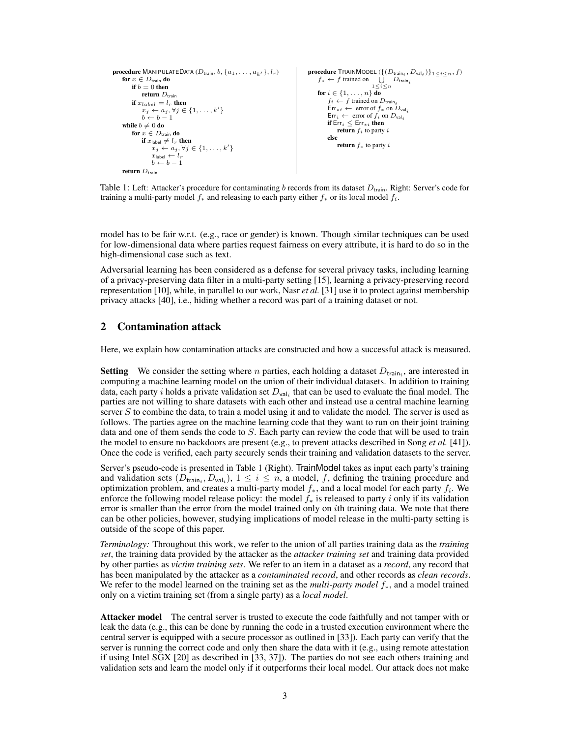```
procedure MANIPULATEDATA (D_train, b, {a_1, ..., a_k'}, l_r)
    for x ∈ D_train do
        if b = 0 then
            return D_train
        if x_label = l_r then
            x_j ← a_j, ∀j ∈ {1, ..., k'}
            b ← b − 1
    while b ≠ 0 do
        for x ∈ D_train do
            if x_label ≠ l_r then
                x_j ← a_j, ∀j ∈ {1, ..., k'}
                x_label ← l_r
                b ← b − 1
    return D_train
```

```
procedure TRAINMODEL ({(D_train_i, D_val_i)}_{1≤i≤n}, f)
    f_* ← f trained on ⋃_{1≤i≤n} D_train_i
    for i ∈ {1, ..., n} do
        f_i ← f trained on D_train_i
        Err_*i ← error of f_* on D_val_i
        Err_i ← error of f_i on D_val_i
        if Err_i ≤ Err_*i then
            return f_i to party i
        else
            return f_* to party i
```

Table 1: Left: Attacker's procedure for contaminating $b$ records from its dataset $D_{\mathsf{train}}$. Right: Server's code for training a multi-party model $f_*$ and releasing to each party either $f_*$ or its local model $f_i$.

model has to be fair w.r.t. (e.g., race or gender) is known. Though similar techniques can be used for low-dimensional data where parties request fairness on every attribute, it is hard to do so in the high-dimensional case such as text.

Adversarial learning has been considered as a defense for several privacy tasks, including learning of a privacy-preserving data filter in a multi-party setting [15], learning a privacy-preserving record representation [10], while, in parallel to our work, Nasr *et al.* [31] use it to protect against membership privacy attacks [40], i.e., hiding whether a record was part of a training dataset or not.

## 2 Contamination attack

Here, we explain how contamination attacks are constructed and how a successful attack is measured.

**Setting** We consider the setting where $n$ parties, each holding a dataset $D_{\mathsf{train}_i}$, are interested in computing a machine learning model on the union of their individual datasets. In addition to training data, each party $i$ holds a private validation set $D_{\mathsf{val}_i}$ that can be used to evaluate the final model. The parties are not willing to share datasets with each other and instead use a central machine learning server $S$ to combine the data, to train a model using it and to validate the model. The server is used as follows. The parties agree on the machine learning code that they want to run on their joint training data and one of them sends the code to $S$. Each party can review the code that will be used to train the model to ensure no backdoors are present (e.g., to prevent attacks described in Song *et al.* [41]). Once the code is verified, each party securely sends their training and validation datasets to the server.

Server's pseudo-code is presented in Table 1 (Right). TrainModel takes as input each party's training and validation sets $(D_{\mathsf{train}_i}, D_{\mathsf{val}_i})$, $1 \le i \le n$, a model, $f$, defining the training procedure and optimization problem, and creates a multi-party model $f_*$, and a local model for each party $f_i$. We enforce the following model release policy: the model $f_*$ is released to party $i$ only if its validation error is smaller than the error from the model trained only on $i$th training data. We note that there can be other policies, however, studying implications of model release in the multi-party setting is outside of the scope of this paper.

*Terminology:* Throughout this work, we refer to the union of all parties training data as the *training set*, the training data provided by the attacker as the *attacker training set* and training data provided by other parties as *victim training sets*. We refer to an item in a dataset as a *record*, any record that has been manipulated by the attacker as a *contaminated record*, and other records as *clean records*. We refer to the model learned on the training set as the *multi-party model* $f_*$, and a model trained only on a victim training set (from a single party) as a *local model*.

**Attacker model** The central server is trusted to execute the code faithfully and not tamper with or leak the data (e.g., this can be done by running the code in a trusted execution environment where the central server is equipped with a secure processor as outlined in [33]). Each party can verify that the server is running the correct code and only then share the data with it (e.g., using remote attestation if using Intel SGX [20] as described in [33, 37]). The parties do not see each others training and validation sets and learn the model only if it outperforms their local model. Our attack does not make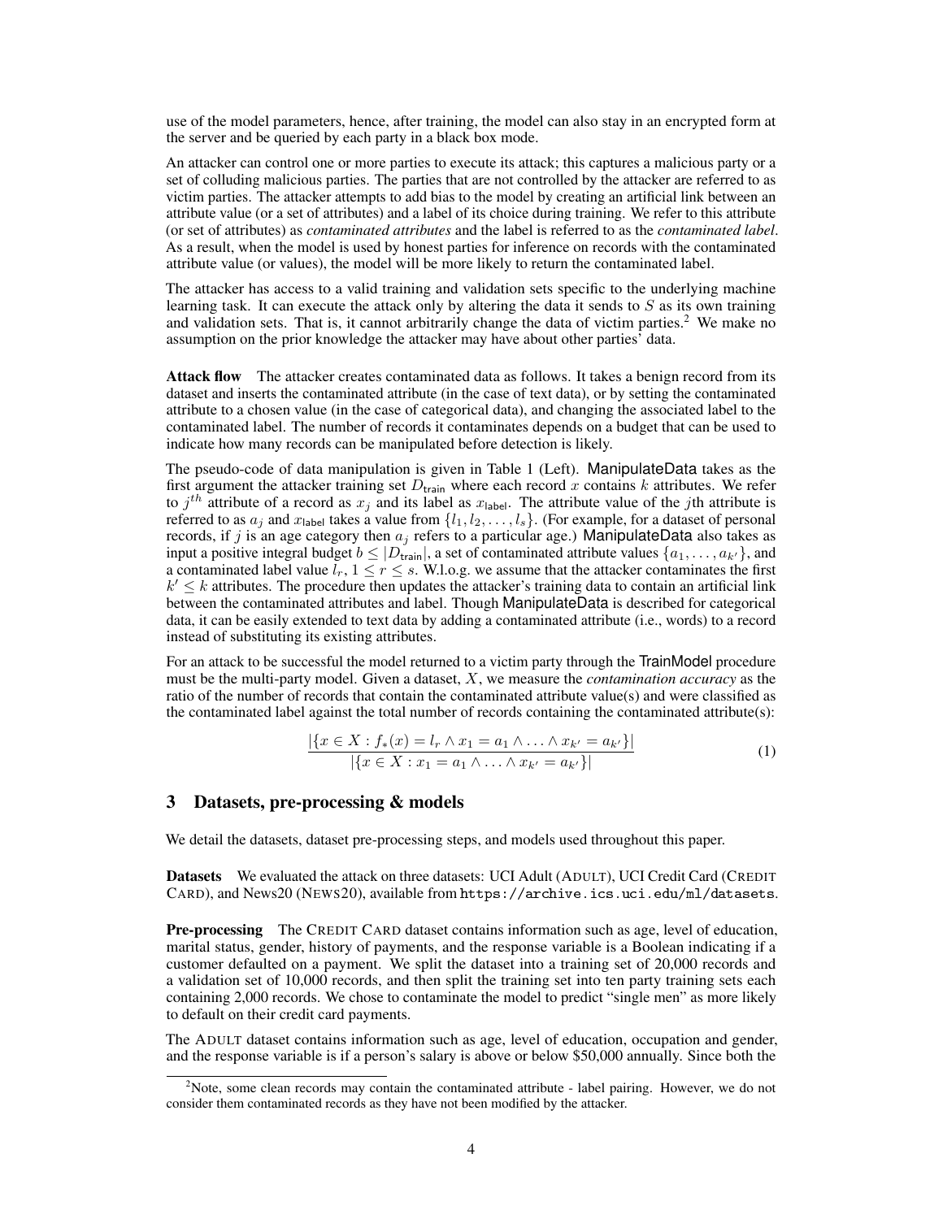use of the model parameters, hence, after training, the model can also stay in an encrypted form at the server and be queried by each party in a black box mode.

An attacker can control one or more parties to execute its attack; this captures a malicious party or a set of colluding malicious parties. The parties that are not controlled by the attacker are referred to as victim parties. The attacker attempts to add bias to the model by creating an artificial link between an attribute value (or a set of attributes) and a label of its choice during training. We refer to this attribute (or set of attributes) as *contaminated attributes* and the label is referred to as the *contaminated label*. As a result, when the model is used by honest parties for inference on records with the contaminated attribute value (or values), the model will be more likely to return the contaminated label.

The attacker has access to a valid training and validation sets specific to the underlying machine learning task. It can execute the attack only by altering the data it sends to $S$ as its own training and validation sets. That is, it cannot arbitrarily change the data of victim parties.[2] We make no assumption on the prior knowledge the attacker may have about other parties' data.

**Attack flow** The attacker creates contaminated data as follows. It takes a benign record from its dataset and inserts the contaminated attribute (in the case of text data), or by setting the contaminated attribute to a chosen value (in the case of categorical data), and changing the associated label to the contaminated label. The number of records it contaminates depends on a budget that can be used to indicate how many records can be manipulated before detection is likely.

The pseudo-code of data manipulation is given in Table 1 (Left). ManipulateData takes as the first argument the attacker training set $D_{\mathsf{train}}$ where each record $x$ contains $k$ attributes. We refer to $j^{th}$ attribute of a record as $x_j$ and its label as $x_{\mathsf{label}}$. The attribute value of the $j$th attribute is referred to as $a_j$ and $x_{\mathsf{label}}$ takes a value from $\{l_1, l_2, \ldots, l_s\}$. (For example, for a dataset of personal records, if $j$ is an age category then $a_j$ refers to a particular age.) ManipulateData also takes as input a positive integral budget $b \leq |D_{\mathsf{train}}|$, a set of contaminated attribute values $\{a_1, \ldots, a_{k'}\}$, and a contaminated label value $l_r$, $1 \leq r \leq s$. W.l.o.g. we assume that the attacker contaminates the first $k' \leq k$ attributes. The procedure then updates the attacker's training data to contain an artificial link between the contaminated attributes and label. Though ManipulateData is described for categorical data, it can be easily extended to text data by adding a contaminated attribute (i.e., words) to a record instead of substituting its existing attributes.

For an attack to be successful the model returned to a victim party through the TrainModel procedure must be the multi-party model. Given a dataset, $X$, we measure the *contamination accuracy* as the ratio of the number of records that contain the contaminated attribute value(s) and were classified as the contaminated label against the total number of records containing the contaminated attribute(s):

$$\frac{|\{x \in X : f_*(x) = l_r \wedge x_1 = a_1 \wedge \ldots \wedge x_{k'} = a_{k'}\}|}{|\{x \in X : x_1 = a_1 \wedge \ldots \wedge x_{k'} = a_{k'}\}|} \tag{1}$$

## 3 Datasets, pre-processing & models

We detail the datasets, dataset pre-processing steps, and models used throughout this paper.

**Datasets** We evaluated the attack on three datasets: UCI Adult (ADULT), UCI Credit Card (CREDIT CARD), and News20 (NEWS20), available from `https://archive.ics.uci.edu/ml/datasets`.

**Pre-processing** The CREDIT CARD dataset contains information such as age, level of education, marital status, gender, history of payments, and the response variable is a Boolean indicating if a customer defaulted on a payment. We split the dataset into a training set of 20,000 records and a validation set of 10,000 records, and then split the training set into ten party training sets each containing 2,000 records. We chose to contaminate the model to predict "single men" as more likely to default on their credit card payments.

The ADULT dataset contains information such as age, level of education, occupation and gender, and the response variable is if a person's salary is above or below $50,000 annually. Since both the

[2] Note, some clean records may contain the contaminated attribute - label pairing. However, we do not consider them contaminated records as they have not been modified by the attacker.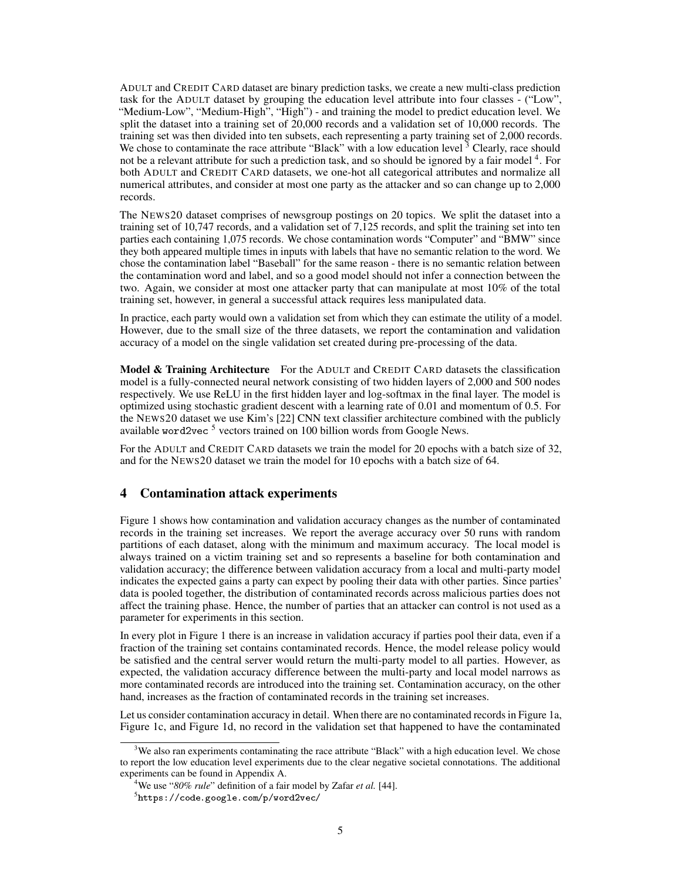ADULT and CREDIT CARD dataset are binary prediction tasks, we create a new multi-class prediction task for the ADULT dataset by grouping the education level attribute into four classes - ("Low", "Medium-Low", "Medium-High", "High") - and training the model to predict education level. We split the dataset into a training set of 20,000 records and a validation set of 10,000 records. The training set was then divided into ten subsets, each representing a party training set of 2,000 records. We chose to contaminate the race attribute "Black" with a low education level [3] Clearly, race should not be a relevant attribute for such a prediction task, and so should be ignored by a fair model [4]. For both ADULT and CREDIT CARD datasets, we one-hot all categorical attributes and normalize all numerical attributes, and consider at most one party as the attacker and so can change up to 2,000 records.

The NEWS20 dataset comprises of newsgroup postings on 20 topics. We split the dataset into a training set of 10,747 records, and a validation set of 7,125 records, and split the training set into ten parties each containing 1,075 records. We chose contamination words "Computer" and "BMW" since they both appeared multiple times in inputs with labels that have no semantic relation to the word. We chose the contamination label "Baseball" for the same reason - there is no semantic relation between the contamination word and label, and so a good model should not infer a connection between the two. Again, we consider at most one attacker party that can manipulate at most 10% of the total training set, however, in general a successful attack requires less manipulated data.

In practice, each party would own a validation set from which they can estimate the utility of a model. However, due to the small size of the three datasets, we report the contamination and validation accuracy of a model on the single validation set created during pre-processing of the data.

**Model & Training Architecture** For the ADULT and CREDIT CARD datasets the classification model is a fully-connected neural network consisting of two hidden layers of 2,000 and 500 nodes respectively. We use ReLU in the first hidden layer and log-softmax in the final layer. The model is optimized using stochastic gradient descent with a learning rate of 0.01 and momentum of 0.5. For the NEWS20 dataset we use Kim's [22] CNN text classifier architecture combined with the publicly available `word2vec` [5] vectors trained on 100 billion words from Google News.

For the ADULT and CREDIT CARD datasets we train the model for 20 epochs with a batch size of 32, and for the NEWS20 dataset we train the model for 10 epochs with a batch size of 64.

## 4 Contamination attack experiments

Figure 1 shows how contamination and validation accuracy changes as the number of contaminated records in the training set increases. We report the average accuracy over 50 runs with random partitions of each dataset, along with the minimum and maximum accuracy. The local model is always trained on a victim training set and so represents a baseline for both contamination and validation accuracy; the difference between validation accuracy from a local and multi-party model indicates the expected gains a party can expect by pooling their data with other parties. Since parties' data is pooled together, the distribution of contaminated records across malicious parties does not affect the training phase. Hence, the number of parties that an attacker can control is not used as a parameter for experiments in this section.

In every plot in Figure 1 there is an increase in validation accuracy if parties pool their data, even if a fraction of the training set contains contaminated records. Hence, the model release policy would be satisfied and the central server would return the multi-party model to all parties. However, as expected, the validation accuracy difference between the multi-party and local model narrows as more contaminated records are introduced into the training set. Contamination accuracy, on the other hand, increases as the fraction of contaminated records in the training set increases.

Let us consider contamination accuracy in detail. When there are no contaminated records in Figure 1a, Figure 1c, and Figure 1d, no record in the validation set that happened to have the contaminated

[3] We also ran experiments contaminating the race attribute "Black" with a high education level. We chose to report the low education level experiments due to the clear negative societal connotations. The additional experiments can be found in Appendix A.

[4] We use "*80% rule*" definition of a fair model by Zafar *et al.* [44].

[5] `https://code.google.com/p/word2vec/`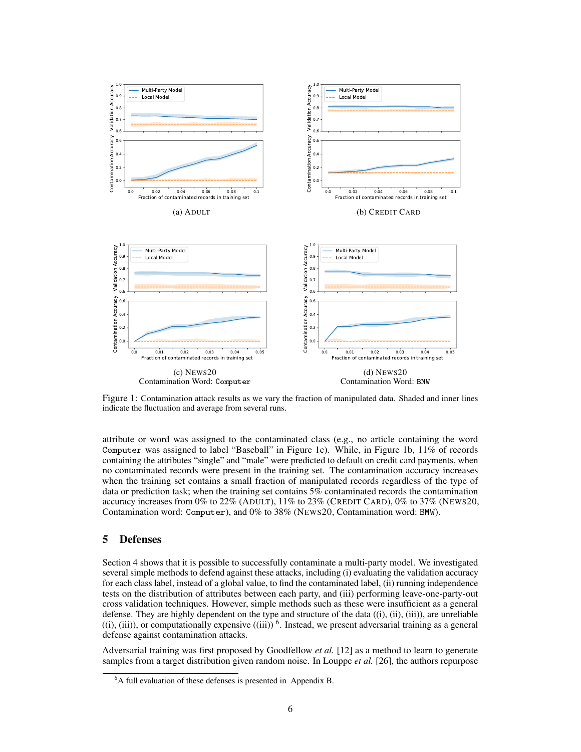(a) ADULT

(b) CREDIT CARD

(c) NEWS20
Contamination Word: `Computer`

(d) NEWS20
Contamination Word: `BMW`

Figure 1: Contamination attack results as we vary the fraction of manipulated data. Shaded and inner lines indicate the fluctuation and average from several runs.

attribute or word was assigned to the contaminated class (e.g., no article containing the word `Computer` was assigned to label "Baseball" in Figure 1c). While, in Figure 1b, 11% of records containing the attributes "single" and "male" were predicted to default on credit card payments, when no contaminated records were present in the training set. The contamination accuracy increases when the training set contains a small fraction of manipulated records regardless of the type of data or prediction task; when the training set contains 5% contaminated records the contamination accuracy increases from 0% to 22% (ADULT), 11% to 23% (CREDIT CARD), 0% to 37% (NEWS20, Contamination word: `Computer`), and 0% to 38% (NEWS20, Contamination word: `BMW`).

## 5 Defenses

Section 4 shows that it is possible to successfully contaminate a multi-party model. We investigated several simple methods to defend against these attacks, including (i) evaluating the validation accuracy for each class label, instead of a global value, to find the contaminated label, (ii) running independence tests on the distribution of attributes between each party, and (iii) performing leave-one-party-out cross validation techniques. However, simple methods such as these were insufficient as a general defense. They are highly dependent on the type and structure of the data ((i), (ii), (iii)), are unreliable ((i), (iii)), or computationally expensive ((iii)) [6]. Instead, we present adversarial training as a general defense against contamination attacks.

Adversarial training was first proposed by Goodfellow *et al.* [12] as a method to learn to generate samples from a target distribution given random noise. In Louppe *et al.* [26], the authors repurpose

[6] A full evaluation of these defenses is presented in Appendix B.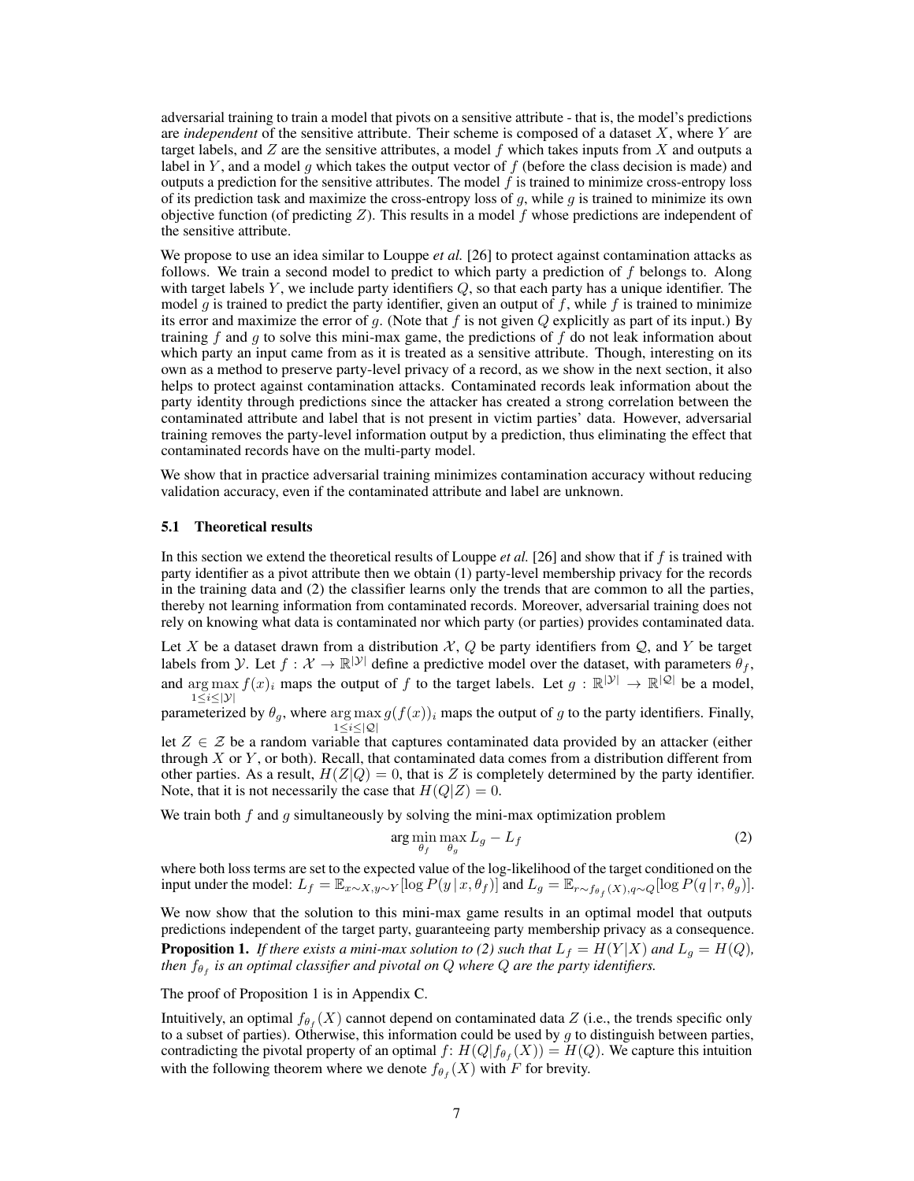adversarial training to train a model that pivots on a sensitive attribute - that is, the model's predictions are *independent* of the sensitive attribute. Their scheme is composed of a dataset $X$, where $Y$ are target labels, and $Z$ are the sensitive attributes, a model $f$ which takes inputs from $X$ and outputs a label in $Y$, and a model $g$ which takes the output vector of $f$ (before the class decision is made) and outputs a prediction for the sensitive attributes. The model $f$ is trained to minimize cross-entropy loss of its prediction task and maximize the cross-entropy loss of $g$, while $g$ is trained to minimize its own objective function (of predicting $Z$). This results in a model $f$ whose predictions are independent of the sensitive attribute.

We propose to use an idea similar to Louppe *et al.* [26] to protect against contamination attacks as follows. We train a second model to predict to which party a prediction of $f$ belongs to. Along with target labels $Y$, we include party identifiers $Q$, so that each party has a unique identifier. The model $g$ is trained to predict the party identifier, given an output of $f$, while $f$ is trained to minimize its error and maximize the error of $g$. (Note that $f$ is not given $Q$ explicitly as part of its input.) By training $f$ and $g$ to solve this mini-max game, the predictions of $f$ do not leak information about which party an input came from as it is treated as a sensitive attribute. Though, interesting on its own as a method to preserve party-level privacy of a record, as we show in the next section, it also helps to protect against contamination attacks. Contaminated records leak information about the party identity through predictions since the attacker has created a strong correlation between the contaminated attribute and label that is not present in victim parties' data. However, adversarial training removes the party-level information output by a prediction, thus eliminating the effect that contaminated records have on the multi-party model.

We show that in practice adversarial training minimizes contamination accuracy without reducing validation accuracy, even if the contaminated attribute and label are unknown.

### 5.1 Theoretical results

In this section we extend the theoretical results of Louppe *et al.* [26] and show that if $f$ is trained with party identifier as a pivot attribute then we obtain (1) party-level membership privacy for the records in the training data and (2) the classifier learns only the trends that are common to all the parties, thereby not learning information from contaminated records. Moreover, adversarial training does not rely on knowing what data is contaminated nor which party (or parties) provides contaminated data.

Let $X$ be a dataset drawn from a distribution $\mathcal{X}$, $Q$ be party identifiers from $\mathcal{Q}$, and $Y$ be target labels from $\mathcal{Y}$. Let $f : \mathcal{X} \rightarrow \mathbb{R}^{|\mathcal{Y}|}$ define a predictive model over the dataset, with parameters $\theta_f$, and $\arg\max_{1 \leq i \leq |\mathcal{Y}|} f(x)_i$ maps the output of $f$ to the target labels. Let $g : \mathbb{R}^{|\mathcal{Y}|} \rightarrow \mathbb{R}^{|\mathcal{Q}|}$ be a model, parameterized by $\theta_g$, where $\arg\max_{1 \leq i \leq |\mathcal{Q}|} g(f(x))_i$ maps the output of $g$ to the party identifiers. Finally, let $Z \in \mathcal{Z}$ be a random variable that captures contaminated data provided by an attacker (either through $X$ or $Y$, or both). Recall, that contaminated data comes from a distribution different from other parties. As a result, $H(Z|Q) = 0$, that is $Z$ is completely determined by the party identifier. Note, that it is not necessarily the case that $H(Q|Z) = 0$.

We train both $f$ and $g$ simultaneously by solving the mini-max optimization problem

$$\arg\min_{\theta_f} \max_{\theta_g} L_g - L_f \tag{2}$$

where both loss terms are set to the expected value of the log-likelihood of the target conditioned on the input under the model: $L_f = \mathbb{E}_{x \sim X, y \sim Y}[\log P(y \,|\, x, \theta_f)]$ and $L_g = \mathbb{E}_{r \sim f_{\theta_f}(X), q \sim Q}[\log P(q \,|\, r, \theta_g)]$.

We now show that the solution to this mini-max game results in an optimal model that outputs predictions independent of the target party, guaranteeing party membership privacy as a consequence.

**Proposition 1.** *If there exists a mini-max solution to (2) such that $L_f = H(Y|X)$ and $L_g = H(Q)$, then $f_{\theta_f}$ is an optimal classifier and pivotal on $Q$ where $Q$ are the party identifiers.*

The proof of Proposition 1 is in Appendix C.

Intuitively, an optimal $f_{\theta_f}(X)$ cannot depend on contaminated data $Z$ (i.e., the trends specific only to a subset of parties). Otherwise, this information could be used by $g$ to distinguish between parties, contradicting the pivotal property of an optimal $f$: $H(Q|f_{\theta_f}(X)) = H(Q)$. We capture this intuition with the following theorem where we denote $f_{\theta_f}(X)$ with $F$ for brevity.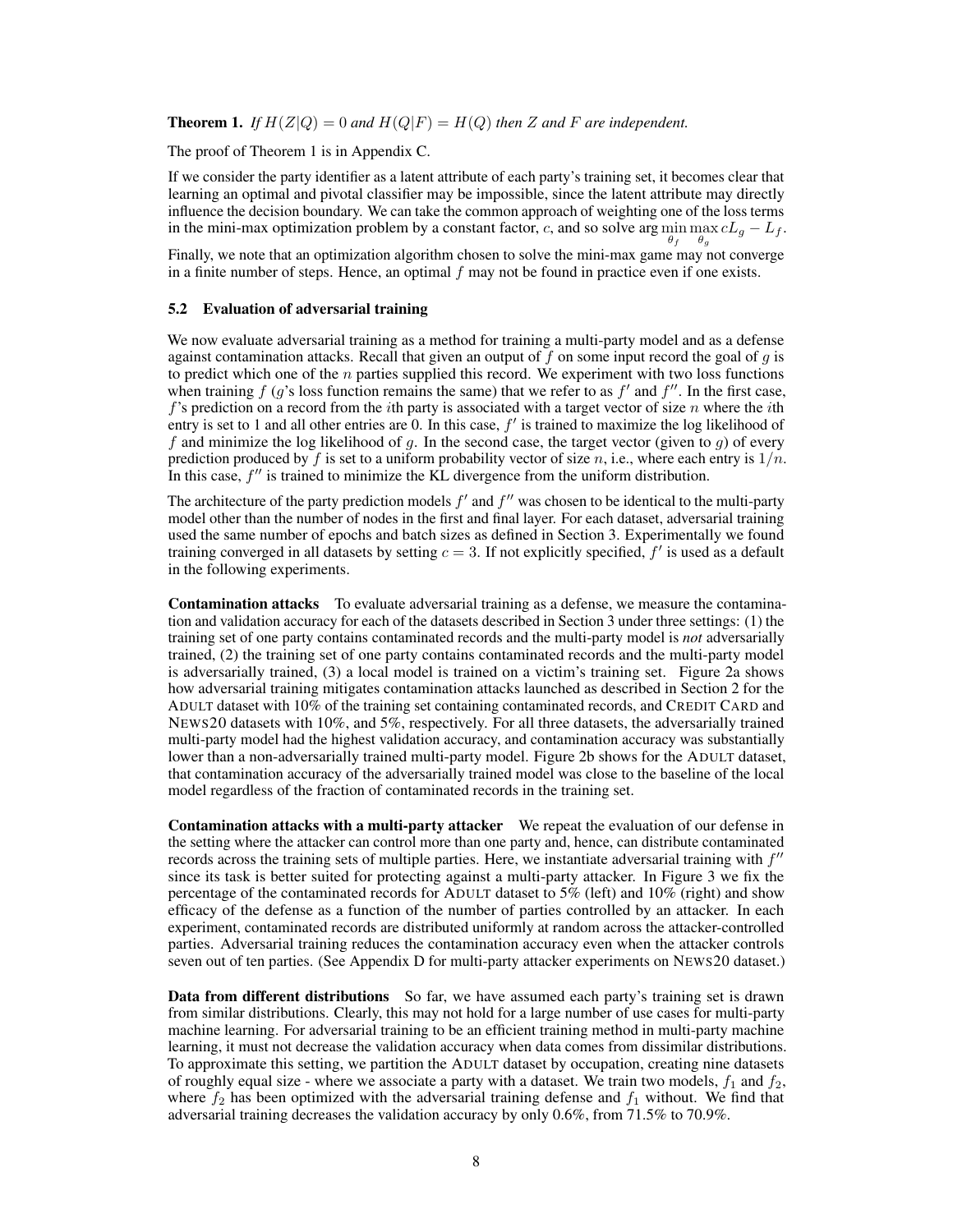**Theorem 1.** *If $H(Z|Q) = 0$ and $H(Q|F) = H(Q)$ then $Z$ and $F$ are independent.*

The proof of Theorem 1 is in Appendix C.

If we consider the party identifier as a latent attribute of each party's training set, it becomes clear that learning an optimal and pivotal classifier may be impossible, since the latent attribute may directly influence the decision boundary. We can take the common approach of weighting one of the loss terms in the mini-max optimization problem by a constant factor, $c$, and so solve $\arg\min_{\theta_f} \max_{\theta_g} cL_g - L_f$.

Finally, we note that an optimization algorithm chosen to solve the mini-max game may not converge in a finite number of steps. Hence, an optimal $f$ may not be found in practice even if one exists.

### 5.2 Evaluation of adversarial training

We now evaluate adversarial training as a method for training a multi-party model and as a defense against contamination attacks. Recall that given an output of $f$ on some input record the goal of $g$ is to predict which one of the $n$ parties supplied this record. We experiment with two loss functions when training $f$ ($g$'s loss function remains the same) that we refer to as $f'$ and $f''$. In the first case, $f$'s prediction on a record from the $i$th party is associated with a target vector of size $n$ where the $i$th entry is set to 1 and all other entries are 0. In this case, $f'$ is trained to maximize the log likelihood of $f$ and minimize the log likelihood of $g$. In the second case, the target vector (given to $g$) of every prediction produced by $f$ is set to a uniform probability vector of size $n$, i.e., where each entry is $1/n$. In this case, $f''$ is trained to minimize the KL divergence from the uniform distribution.

The architecture of the party prediction models $f'$ and $f''$ was chosen to be identical to the multi-party model other than the number of nodes in the first and final layer. For each dataset, adversarial training used the same number of epochs and batch sizes as defined in Section 3. Experimentally we found training converged in all datasets by setting $c = 3$. If not explicitly specified, $f'$ is used as a default in the following experiments.

**Contamination attacks** To evaluate adversarial training as a defense, we measure the contamination and validation accuracy for each of the datasets described in Section 3 under three settings: (1) the training set of one party contains contaminated records and the multi-party model is *not* adversarially trained, (2) the training set of one party contains contaminated records and the multi-party model is adversarially trained, (3) a local model is trained on a victim's training set. Figure 2a shows how adversarial training mitigates contamination attacks launched as described in Section 2 for the ADULT dataset with 10% of the training set containing contaminated records, and CREDIT CARD and NEWS20 datasets with 10%, and 5%, respectively. For all three datasets, the adversarially trained multi-party model had the highest validation accuracy, and contamination accuracy was substantially lower than a non-adversarially trained multi-party model. Figure 2b shows for the ADULT dataset, that contamination accuracy of the adversarially trained model was close to the baseline of the local model regardless of the fraction of contaminated records in the training set.

**Contamination attacks with a multi-party attacker** We repeat the evaluation of our defense in the setting where the attacker can control more than one party and, hence, can distribute contaminated records across the training sets of multiple parties. Here, we instantiate adversarial training with $f''$ since its task is better suited for protecting against a multi-party attacker. In Figure 3 we fix the percentage of the contaminated records for ADULT dataset to 5% (left) and 10% (right) and show efficacy of the defense as a function of the number of parties controlled by an attacker. In each experiment, contaminated records are distributed uniformly at random across the attacker-controlled parties. Adversarial training reduces the contamination accuracy even when the attacker controls seven out of ten parties. (See Appendix D for multi-party attacker experiments on NEWS20 dataset.)

**Data from different distributions** So far, we have assumed each party's training set is drawn from similar distributions. Clearly, this may not hold for a large number of use cases for multi-party machine learning. For adversarial training to be an efficient training method in multi-party machine learning, it must not decrease the validation accuracy when data comes from dissimilar distributions. To approximate this setting, we partition the ADULT dataset by occupation, creating nine datasets of roughly equal size - where we associate a party with a dataset. We train two models, $f_1$ and $f_2$, where $f_2$ has been optimized with the adversarial training defense and $f_1$ without. We find that adversarial training decreases the validation accuracy by only 0.6%, from 71.5% to 70.9%.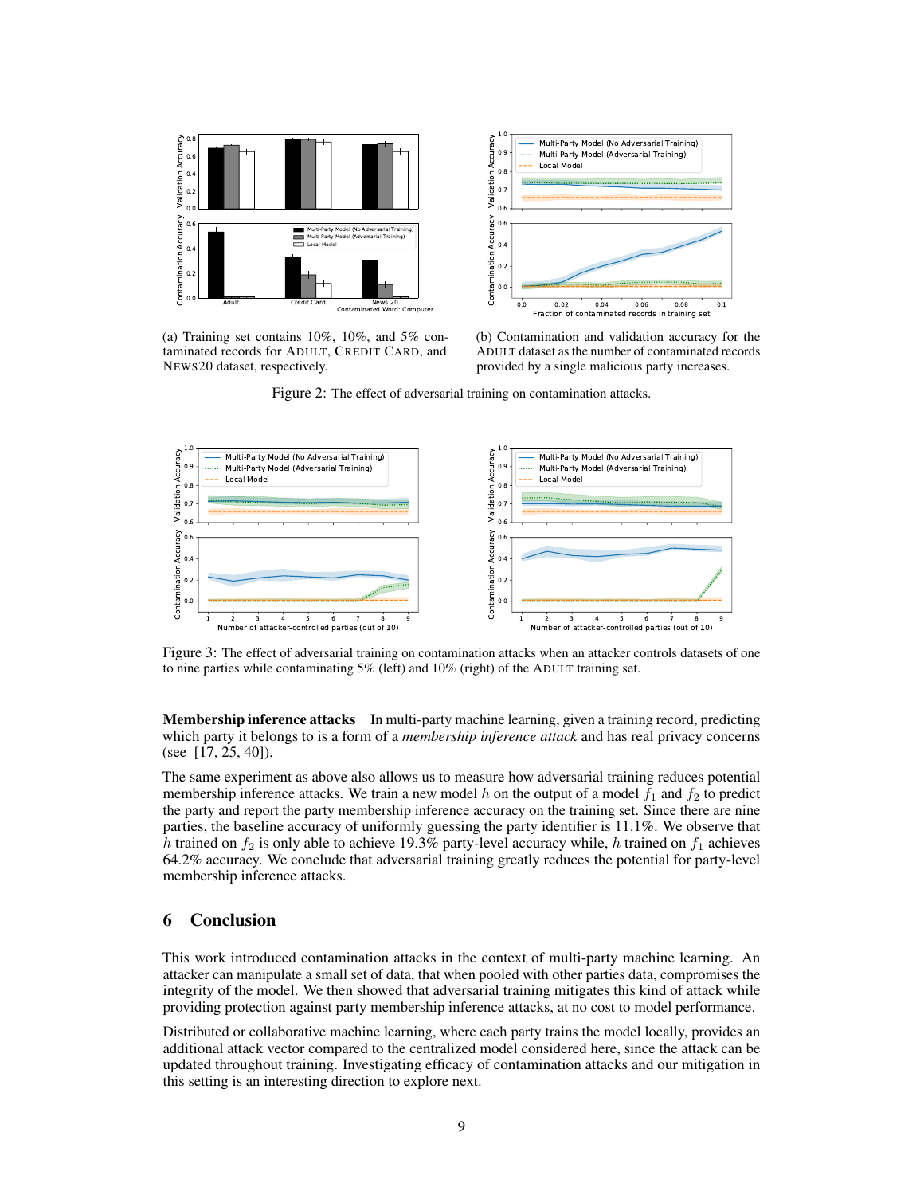(a) Training set contains 10%, 10%, and 5% contaminated records for ADULT, CREDIT CARD, and NEWS20 dataset, respectively.

(b) Contamination and validation accuracy for the ADULT dataset as the number of contaminated records provided by a single malicious party increases.

Figure 2: The effect of adversarial training on contamination attacks.

Figure 3: The effect of adversarial training on contamination attacks when an attacker controls datasets of one to nine parties while contaminating 5% (left) and 10% (right) of the ADULT training set.

**Membership inference attacks** In multi-party machine learning, given a training record, predicting which party it belongs to is a form of a *membership inference attack* and has real privacy concerns (see [17, 25, 40]).

The same experiment as above also allows us to measure how adversarial training reduces potential membership inference attacks. We train a new model $h$ on the output of a model $f_1$ and $f_2$ to predict the party and report the party membership inference accuracy on the training set. Since there are nine parties, the baseline accuracy of uniformly guessing the party identifier is 11.1%. We observe that $h$ trained on $f_2$ is only able to achieve 19.3% party-level accuracy while, $h$ trained on $f_1$ achieves 64.2% accuracy. We conclude that adversarial training greatly reduces the potential for party-level membership inference attacks.

## 6 Conclusion

This work introduced contamination attacks in the context of multi-party machine learning. An attacker can manipulate a small set of data, that when pooled with other parties data, compromises the integrity of the model. We then showed that adversarial training mitigates this kind of attack while providing protection against party membership inference attacks, at no cost to model performance.

Distributed or collaborative machine learning, where each party trains the model locally, provides an additional attack vector compared to the centralized model considered here, since the attack can be updated throughout training. Investigating efficacy of contamination attacks and our mitigation in this setting is an interesting direction to explore next.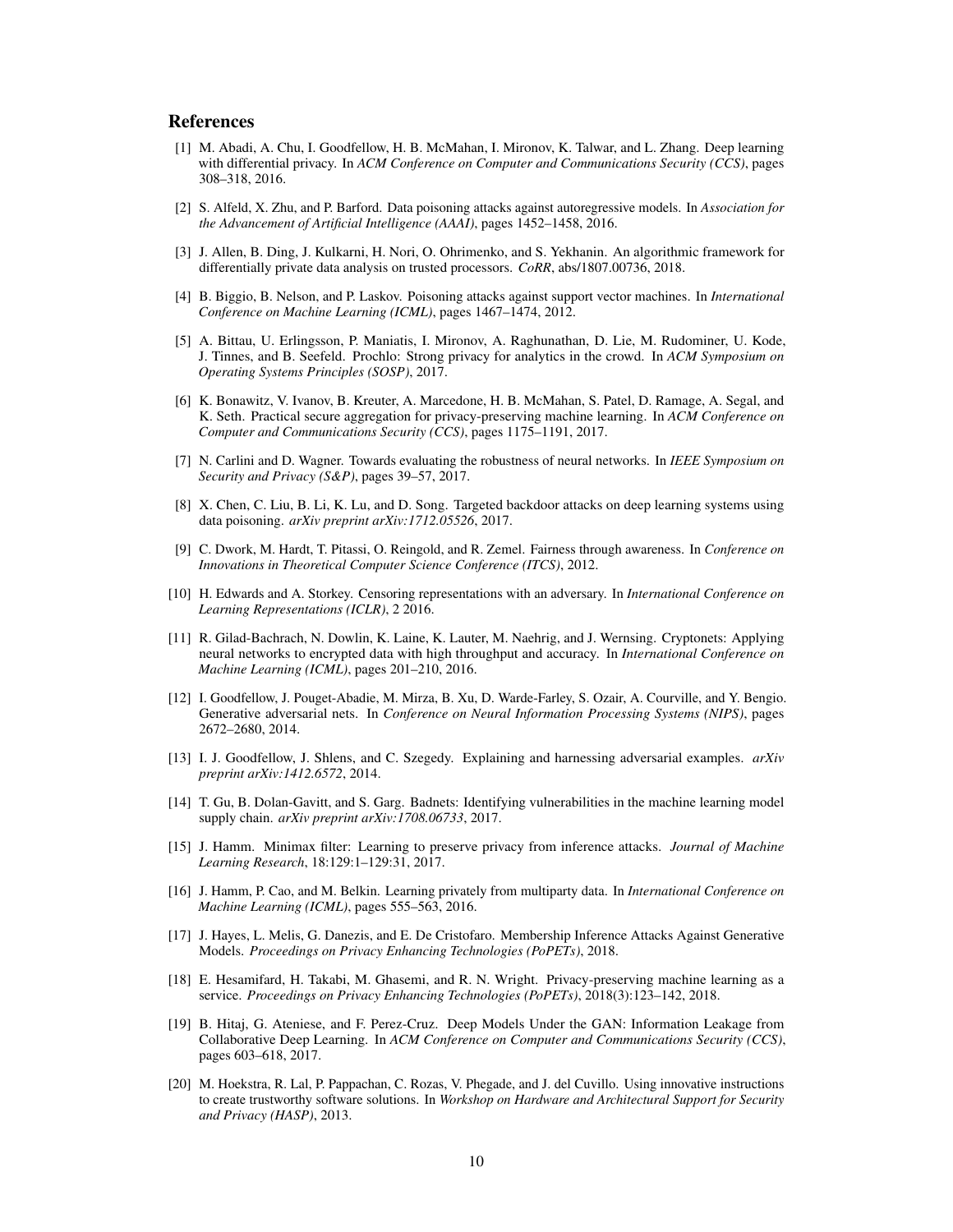## References

[1] M. Abadi, A. Chu, I. Goodfellow, H. B. McMahan, I. Mironov, K. Talwar, and L. Zhang. Deep learning with differential privacy. In *ACM Conference on Computer and Communications Security (CCS)*, pages 308–318, 2016.

[2] S. Alfeld, X. Zhu, and P. Barford. Data poisoning attacks against autoregressive models. In *Association for the Advancement of Artificial Intelligence (AAAI)*, pages 1452–1458, 2016.

[3] J. Allen, B. Ding, J. Kulkarni, H. Nori, O. Ohrimenko, and S. Yekhanin. An algorithmic framework for differentially private data analysis on trusted processors. *CoRR*, abs/1807.00736, 2018.

[4] B. Biggio, B. Nelson, and P. Laskov. Poisoning attacks against support vector machines. In *International Conference on Machine Learning (ICML)*, pages 1467–1474, 2012.

[5] A. Bittau, U. Erlingsson, P. Maniatis, I. Mironov, A. Raghunathan, D. Lie, M. Rudominer, U. Kode, J. Tinnes, and B. Seefeld. Prochlo: Strong privacy for analytics in the crowd. In *ACM Symposium on Operating Systems Principles (SOSP)*, 2017.

[6] K. Bonawitz, V. Ivanov, B. Kreuter, A. Marcedone, H. B. McMahan, S. Patel, D. Ramage, A. Segal, and K. Seth. Practical secure aggregation for privacy-preserving machine learning. In *ACM Conference on Computer and Communications Security (CCS)*, pages 1175–1191, 2017.

[7] N. Carlini and D. Wagner. Towards evaluating the robustness of neural networks. In *IEEE Symposium on Security and Privacy (S&P)*, pages 39–57, 2017.

[8] X. Chen, C. Liu, B. Li, K. Lu, and D. Song. Targeted backdoor attacks on deep learning systems using data poisoning. *arXiv preprint arXiv:1712.05526*, 2017.

[9] C. Dwork, M. Hardt, T. Pitassi, O. Reingold, and R. Zemel. Fairness through awareness. In *Conference on Innovations in Theoretical Computer Science Conference (ITCS)*, 2012.

[10] H. Edwards and A. Storkey. Censoring representations with an adversary. In *International Conference on Learning Representations (ICLR)*, 2 2016.

[11] R. Gilad-Bachrach, N. Dowlin, K. Laine, K. Lauter, M. Naehrig, and J. Wernsing. Cryptonets: Applying neural networks to encrypted data with high throughput and accuracy. In *International Conference on Machine Learning (ICML)*, pages 201–210, 2016.

[12] I. Goodfellow, J. Pouget-Abadie, M. Mirza, B. Xu, D. Warde-Farley, S. Ozair, A. Courville, and Y. Bengio. Generative adversarial nets. In *Conference on Neural Information Processing Systems (NIPS)*, pages 2672–2680, 2014.

[13] I. J. Goodfellow, J. Shlens, and C. Szegedy. Explaining and harnessing adversarial examples. *arXiv preprint arXiv:1412.6572*, 2014.

[14] T. Gu, B. Dolan-Gavitt, and S. Garg. Badnets: Identifying vulnerabilities in the machine learning model supply chain. *arXiv preprint arXiv:1708.06733*, 2017.

[15] J. Hamm. Minimax filter: Learning to preserve privacy from inference attacks. *Journal of Machine Learning Research*, 18:129:1–129:31, 2017.

[16] J. Hamm, P. Cao, and M. Belkin. Learning privately from multiparty data. In *International Conference on Machine Learning (ICML)*, pages 555–563, 2016.

[17] J. Hayes, L. Melis, G. Danezis, and E. De Cristofaro. Membership Inference Attacks Against Generative Models. *Proceedings on Privacy Enhancing Technologies (PoPETs)*, 2018.

[18] E. Hesamifard, H. Takabi, M. Ghasemi, and R. N. Wright. Privacy-preserving machine learning as a service. *Proceedings on Privacy Enhancing Technologies (PoPETs)*, 2018(3):123–142, 2018.

[19] B. Hitaj, G. Ateniese, and F. Perez-Cruz. Deep Models Under the GAN: Information Leakage from Collaborative Deep Learning. In *ACM Conference on Computer and Communications Security (CCS)*, pages 603–618, 2017.

[20] M. Hoekstra, R. Lal, P. Pappachan, C. Rozas, V. Phegade, and J. del Cuvillo. Using innovative instructions to create trustworthy software solutions. In *Workshop on Hardware and Architectural Support for Security and Privacy (HASP)*, 2013.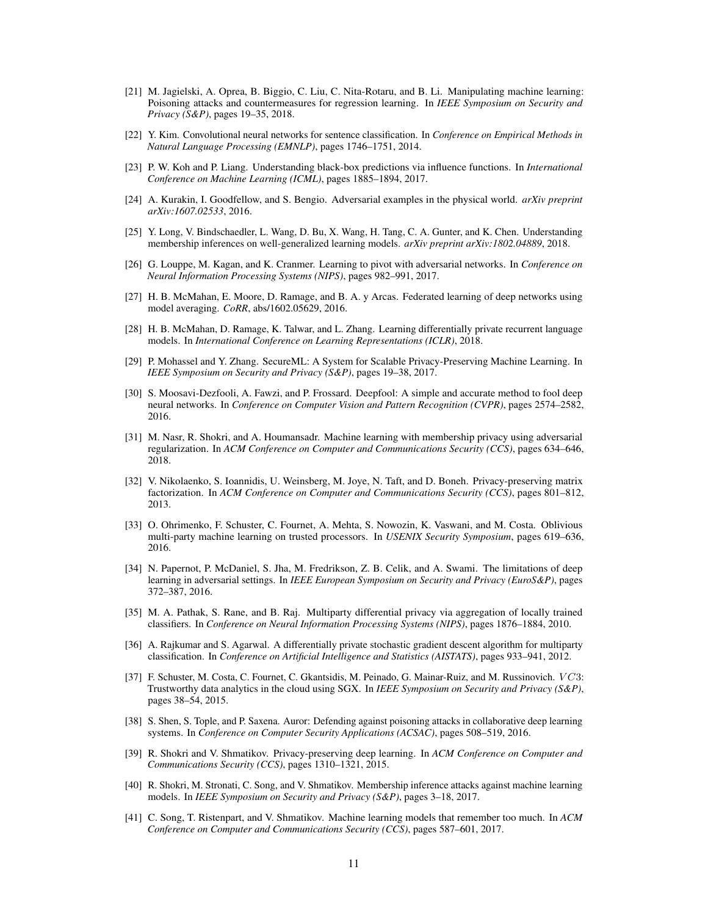[21] M. Jagielski, A. Oprea, B. Biggio, C. Liu, C. Nita-Rotaru, and B. Li. Manipulating machine learning: Poisoning attacks and countermeasures for regression learning. In *IEEE Symposium on Security and Privacy (S&P)*, pages 19–35, 2018.

[22] Y. Kim. Convolutional neural networks for sentence classification. In *Conference on Empirical Methods in Natural Language Processing (EMNLP)*, pages 1746–1751, 2014.

[23] P. W. Koh and P. Liang. Understanding black-box predictions via influence functions. In *International Conference on Machine Learning (ICML)*, pages 1885–1894, 2017.

[24] A. Kurakin, I. Goodfellow, and S. Bengio. Adversarial examples in the physical world. *arXiv preprint arXiv:1607.02533*, 2016.

[25] Y. Long, V. Bindschaedler, L. Wang, D. Bu, X. Wang, H. Tang, C. A. Gunter, and K. Chen. Understanding membership inferences on well-generalized learning models. *arXiv preprint arXiv:1802.04889*, 2018.

[26] G. Louppe, M. Kagan, and K. Cranmer. Learning to pivot with adversarial networks. In *Conference on Neural Information Processing Systems (NIPS)*, pages 982–991, 2017.

[27] H. B. McMahan, E. Moore, D. Ramage, and B. A. y Arcas. Federated learning of deep networks using model averaging. *CoRR*, abs/1602.05629, 2016.

[28] H. B. McMahan, D. Ramage, K. Talwar, and L. Zhang. Learning differentially private recurrent language models. In *International Conference on Learning Representations (ICLR)*, 2018.

[29] P. Mohassel and Y. Zhang. SecureML: A System for Scalable Privacy-Preserving Machine Learning. In *IEEE Symposium on Security and Privacy (S&P)*, pages 19–38, 2017.

[30] S. Moosavi-Dezfooli, A. Fawzi, and P. Frossard. Deepfool: A simple and accurate method to fool deep neural networks. In *Conference on Computer Vision and Pattern Recognition (CVPR)*, pages 2574–2582, 2016.

[31] M. Nasr, R. Shokri, and A. Houmansadr. Machine learning with membership privacy using adversarial regularization. In *ACM Conference on Computer and Communications Security (CCS)*, pages 634–646, 2018.

[32] V. Nikolaenko, S. Ioannidis, U. Weinsberg, M. Joye, N. Taft, and D. Boneh. Privacy-preserving matrix factorization. In *ACM Conference on Computer and Communications Security (CCS)*, pages 801–812, 2013.

[33] O. Ohrimenko, F. Schuster, C. Fournet, A. Mehta, S. Nowozin, K. Vaswani, and M. Costa. Oblivious multi-party machine learning on trusted processors. In *USENIX Security Symposium*, pages 619–636, 2016.

[34] N. Papernot, P. McDaniel, S. Jha, M. Fredrikson, Z. B. Celik, and A. Swami. The limitations of deep learning in adversarial settings. In *IEEE European Symposium on Security and Privacy (EuroS&P)*, pages 372–387, 2016.

[35] M. A. Pathak, S. Rane, and B. Raj. Multiparty differential privacy via aggregation of locally trained classifiers. In *Conference on Neural Information Processing Systems (NIPS)*, pages 1876–1884, 2010.

[36] A. Rajkumar and S. Agarwal. A differentially private stochastic gradient descent algorithm for multiparty classification. In *Conference on Artificial Intelligence and Statistics (AISTATS)*, pages 933–941, 2012.

[37] F. Schuster, M. Costa, C. Fournet, C. Gkantsidis, M. Peinado, G. Mainar-Ruiz, and M. Russinovich. $VC3$: Trustworthy data analytics in the cloud using SGX. In *IEEE Symposium on Security and Privacy (S&P)*, pages 38–54, 2015.

[38] S. Shen, S. Tople, and P. Saxena. Auror: Defending against poisoning attacks in collaborative deep learning systems. In *Conference on Computer Security Applications (ACSAC)*, pages 508–519, 2016.

[39] R. Shokri and V. Shmatikov. Privacy-preserving deep learning. In *ACM Conference on Computer and Communications Security (CCS)*, pages 1310–1321, 2015.

[40] R. Shokri, M. Stronati, C. Song, and V. Shmatikov. Membership inference attacks against machine learning models. In *IEEE Symposium on Security and Privacy (S&P)*, pages 3–18, 2017.

[41] C. Song, T. Ristenpart, and V. Shmatikov. Machine learning models that remember too much. In *ACM Conference on Computer and Communications Security (CCS)*, pages 587–601, 2017.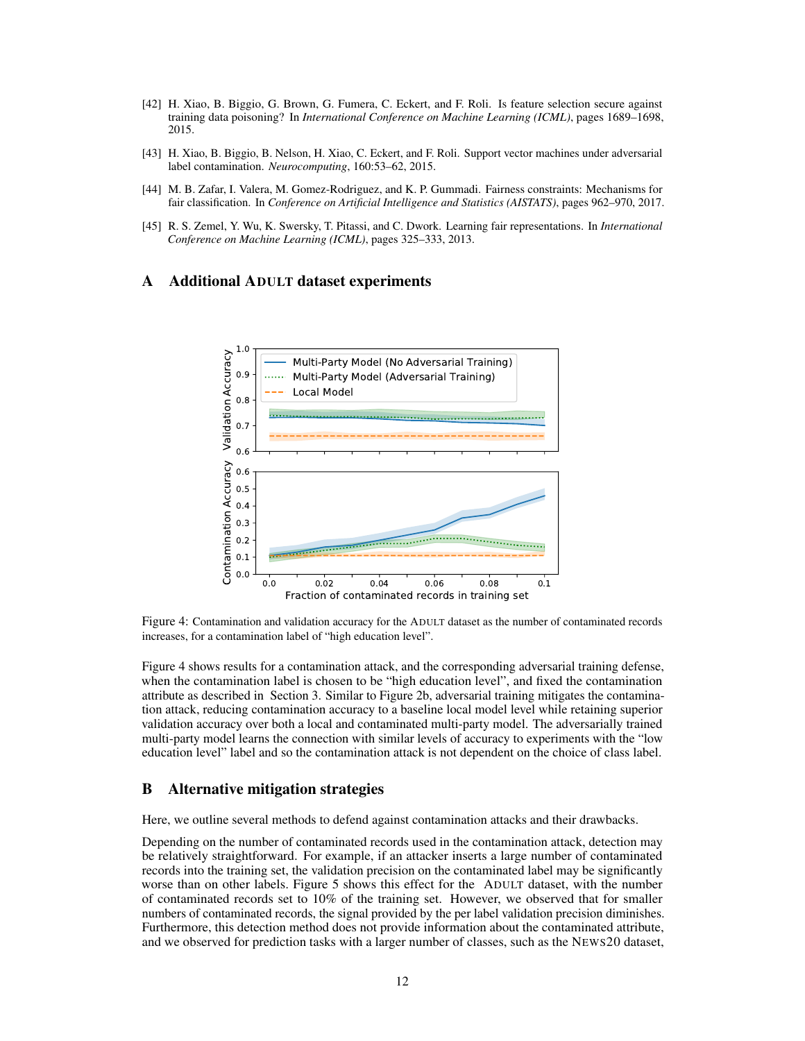[42] H. Xiao, B. Biggio, G. Brown, G. Fumera, C. Eckert, and F. Roli. Is feature selection secure against training data poisoning? In *International Conference on Machine Learning (ICML)*, pages 1689–1698, 2015.

[43] H. Xiao, B. Biggio, B. Nelson, H. Xiao, C. Eckert, and F. Roli. Support vector machines under adversarial label contamination. *Neurocomputing*, 160:53–62, 2015.

[44] M. B. Zafar, I. Valera, M. Gomez-Rodriguez, and K. P. Gummadi. Fairness constraints: Mechanisms for fair classification. In *Conference on Artificial Intelligence and Statistics (AISTATS)*, pages 962–970, 2017.

[45] R. S. Zemel, Y. Wu, K. Swersky, T. Pitassi, and C. Dwork. Learning fair representations. In *International Conference on Machine Learning (ICML)*, pages 325–333, 2013.

# A Additional ADULT dataset experiments

Multi-Party Model (No Adversarial Training)
Multi-Party Model (Adversarial Training)
Local Model

Validation Accuracy
1.0
0.9
0.8
0.7
0.6

Contamination Accuracy
0.6
0.5
0.4
0.3
0.2
0.1
0.0

0.0 0.02 0.04 0.06 0.08 0.1
Fraction of contaminated records in training set

Figure 4: Contamination and validation accuracy for the ADULT dataset as the number of contaminated records increases, for a contamination label of "high education level".

Figure 4 shows results for a contamination attack, and the corresponding adversarial training defense, when the contamination label is chosen to be "high education level", and fixed the contamination attribute as described in Section 3. Similar to Figure 2b, adversarial training mitigates the contamination attack, reducing contamination accuracy to a baseline local model level while retaining superior validation accuracy over both a local and contaminated multi-party model. The adversarially trained multi-party model learns the connection with similar levels of accuracy to experiments with the "low education level" label and so the contamination attack is not dependent on the choice of class label.

# B Alternative mitigation strategies

Here, we outline several methods to defend against contamination attacks and their drawbacks.

Depending on the number of contaminated records used in the contamination attack, detection may be relatively straightforward. For example, if an attacker inserts a large number of contaminated records into the training set, the validation precision on the contaminated label may be significantly worse than on other labels. Figure 5 shows this effect for the ADULT dataset, with the number of contaminated records set to 10% of the training set. However, we observed that for smaller numbers of contaminated records, the signal provided by the per label validation precision diminishes. Furthermore, this detection method does not provide information about the contaminated attribute, and we observed for prediction tasks with a larger number of classes, such as the NEWS20 dataset,